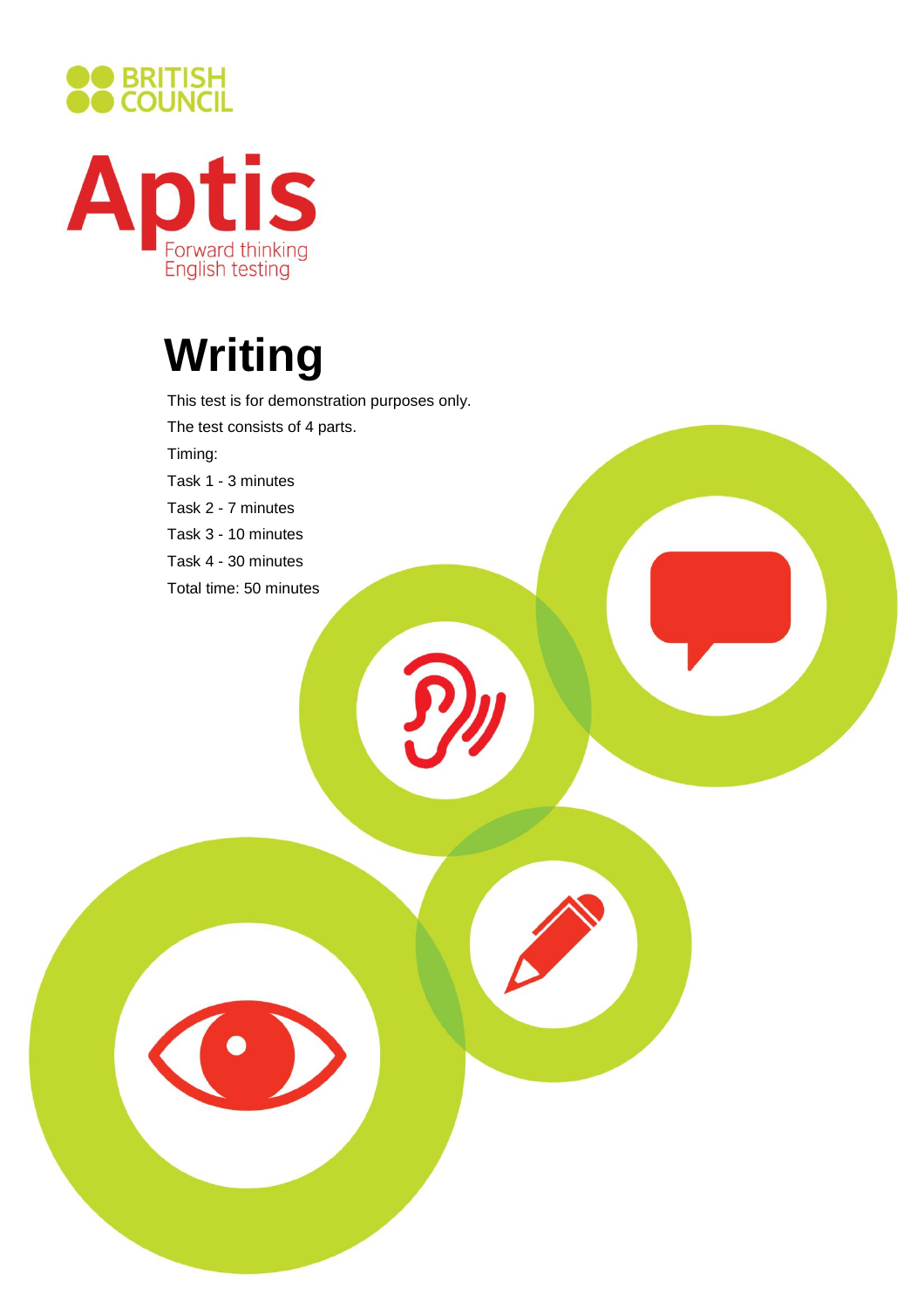BRITISH COUNCIL

Aptis

Forward thinking English testing

# Writing

This test is for demonstration purposes only.

The test consists of 4 parts.

Timing:

Task 1 - 3 minutes

Task 2 - 7 minutes

Task 3 - 10 minutes

Task 4 - 30 minutes

Total time: 50 minutes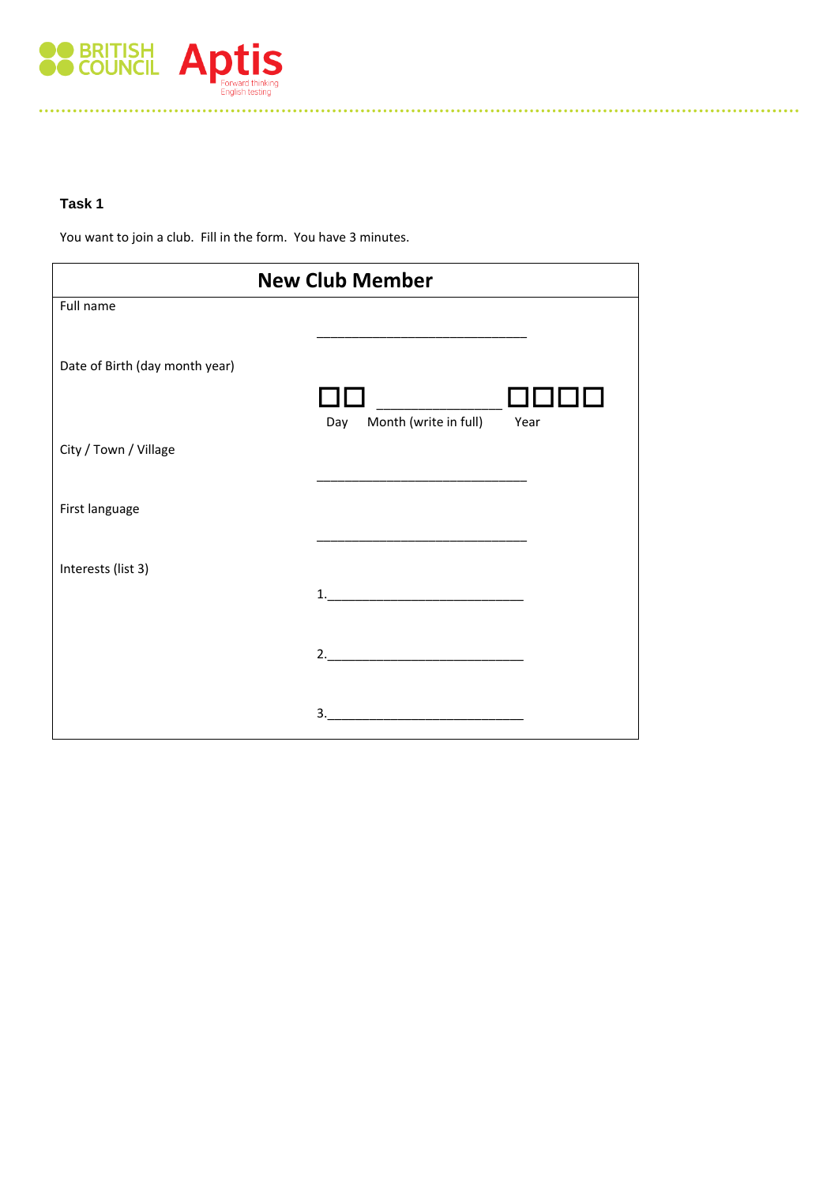**Task 1**

You want to join a club.  Fill in the form.  You have 3 minutes.

## New Club Member

Full name

______________________________

Date of Birth (day month year)

☐☐ ______________ ☐☐☐☐

Day    Month (write in full)    Year

City / Town / Village

______________________________

First language

______________________________

Interests (list 3)

1.____________________________

2.____________________________

3.____________________________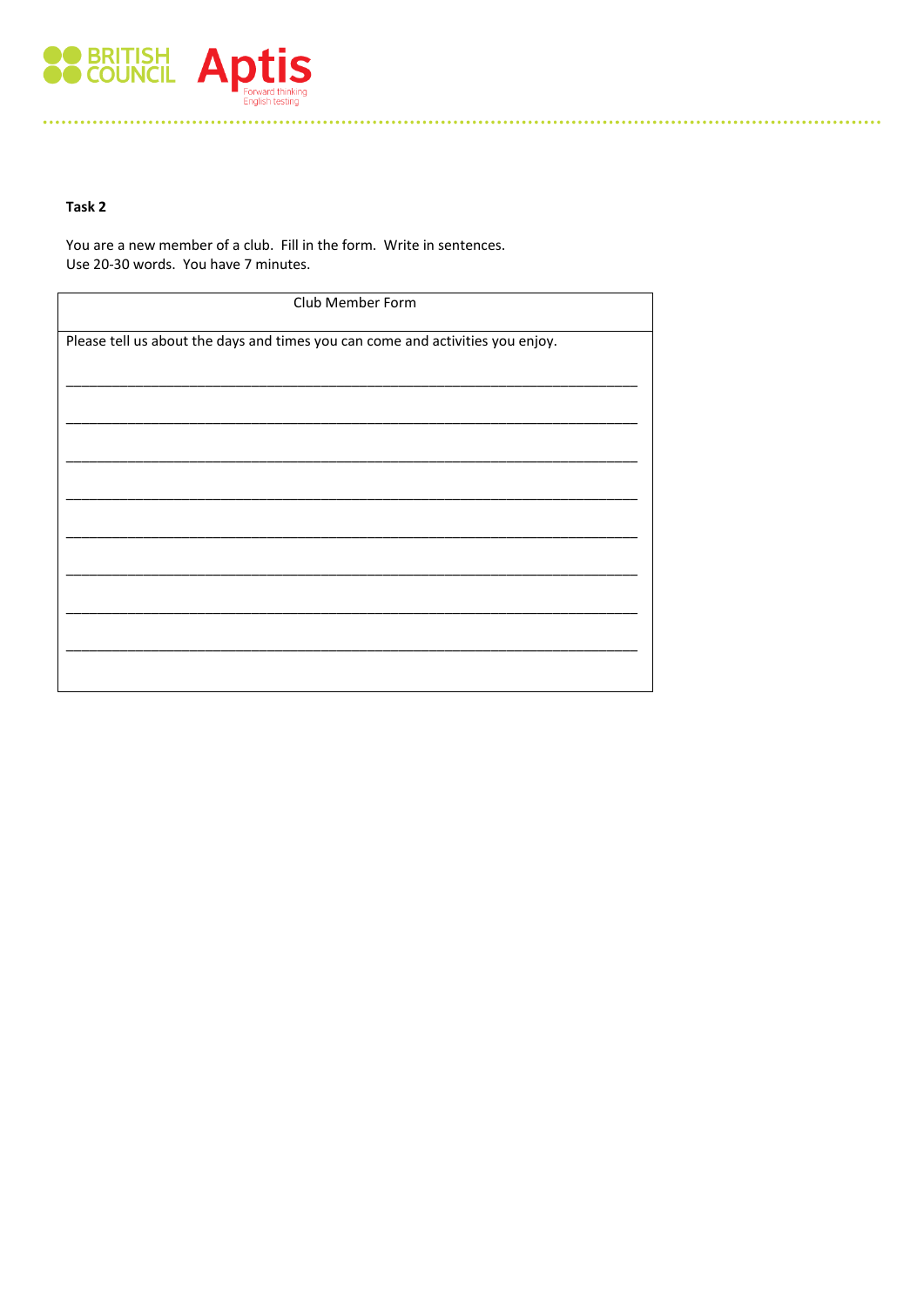**Task 2**

You are a new member of a club. Fill in the form. Write in sentences.
Use 20-30 words. You have 7 minutes.

| Club Member Form |
|---|
| Please tell us about the days and times you can come and activities you enjoy.<br><br>\_\_\_\_\_\_\_\_\_\_\_\_\_\_\_\_\_\_\_\_\_\_\_\_\_\_\_\_\_\_\_\_\_\_\_\_\_\_\_\_\_\_\_\_\_\_\_\_\_\_\_\_\_\_\_\_\_\_\_\_<br><br>\_\_\_\_\_\_\_\_\_\_\_\_\_\_\_\_\_\_\_\_\_\_\_\_\_\_\_\_\_\_\_\_\_\_\_\_\_\_\_\_\_\_\_\_\_\_\_\_\_\_\_\_\_\_\_\_\_\_\_\_<br><br>\_\_\_\_\_\_\_\_\_\_\_\_\_\_\_\_\_\_\_\_\_\_\_\_\_\_\_\_\_\_\_\_\_\_\_\_\_\_\_\_\_\_\_\_\_\_\_\_\_\_\_\_\_\_\_\_\_\_\_\_<br><br>\_\_\_\_\_\_\_\_\_\_\_\_\_\_\_\_\_\_\_\_\_\_\_\_\_\_\_\_\_\_\_\_\_\_\_\_\_\_\_\_\_\_\_\_\_\_\_\_\_\_\_\_\_\_\_\_\_\_\_\_<br><br>\_\_\_\_\_\_\_\_\_\_\_\_\_\_\_\_\_\_\_\_\_\_\_\_\_\_\_\_\_\_\_\_\_\_\_\_\_\_\_\_\_\_\_\_\_\_\_\_\_\_\_\_\_\_\_\_\_\_\_\_<br><br>\_\_\_\_\_\_\_\_\_\_\_\_\_\_\_\_\_\_\_\_\_\_\_\_\_\_\_\_\_\_\_\_\_\_\_\_\_\_\_\_\_\_\_\_\_\_\_\_\_\_\_\_\_\_\_\_\_\_\_\_<br><br>\_\_\_\_\_\_\_\_\_\_\_\_\_\_\_\_\_\_\_\_\_\_\_\_\_\_\_\_\_\_\_\_\_\_\_\_\_\_\_\_\_\_\_\_\_\_\_\_\_\_\_\_\_\_\_\_\_\_\_\_<br><br>\_\_\_\_\_\_\_\_\_\_\_\_\_\_\_\_\_\_\_\_\_\_\_\_\_\_\_\_\_\_\_\_\_\_\_\_\_\_\_\_\_\_\_\_\_\_\_\_\_\_\_\_\_\_\_\_\_\_\_\_ |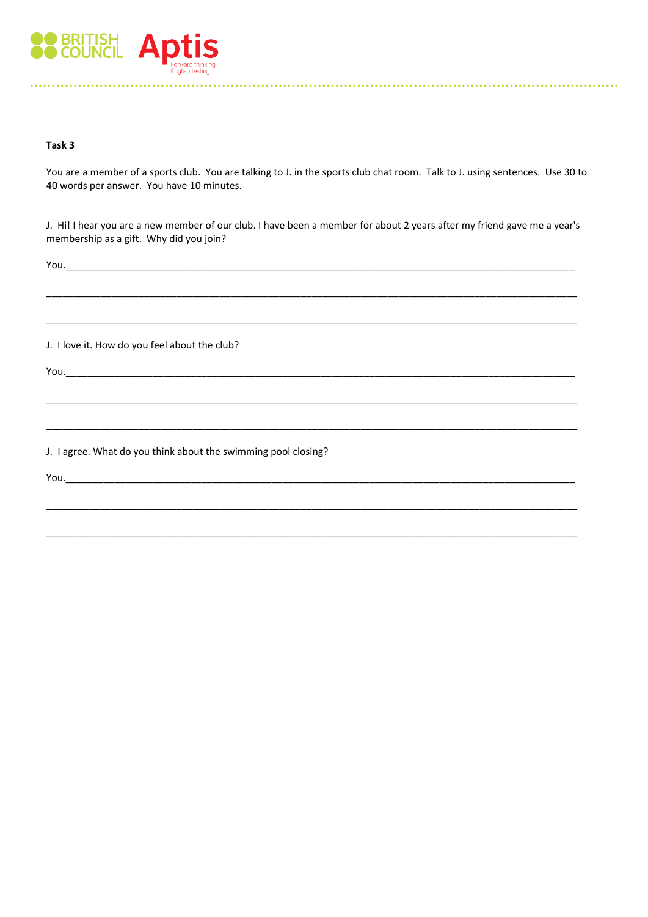**Task 3**

You are a member of a sports club. You are talking to J. in the sports club chat room. Talk to J. using sentences. Use 30 to 40 words per answer. You have 10 minutes.

J. Hi! I hear you are a new member of our club. I have been a member for about 2 years after my friend gave me a year's membership as a gift. Why did you join?

You.\_\_\_\_\_\_\_\_\_\_\_\_\_\_\_\_\_\_\_\_\_\_\_\_\_\_\_\_\_\_\_\_\_\_\_\_\_\_\_\_\_\_\_\_\_\_\_\_\_\_\_\_\_\_\_\_\_\_\_\_\_\_\_\_\_\_\_\_\_\_\_\_\_\_\_\_\_\_\_\_\_\_\_\_\_\_\_\_\_\_\_\_

\_\_\_\_\_\_\_\_\_\_\_\_\_\_\_\_\_\_\_\_\_\_\_\_\_\_\_\_\_\_\_\_\_\_\_\_\_\_\_\_\_\_\_\_\_\_\_\_\_\_\_\_\_\_\_\_\_\_\_\_\_\_\_\_\_\_\_\_\_\_\_\_\_\_\_\_\_\_\_\_\_\_\_\_\_\_\_\_\_\_\_\_\_\_\_\_\_\_

\_\_\_\_\_\_\_\_\_\_\_\_\_\_\_\_\_\_\_\_\_\_\_\_\_\_\_\_\_\_\_\_\_\_\_\_\_\_\_\_\_\_\_\_\_\_\_\_\_\_\_\_\_\_\_\_\_\_\_\_\_\_\_\_\_\_\_\_\_\_\_\_\_\_\_\_\_\_\_\_\_\_\_\_\_\_\_\_\_\_\_\_\_\_\_\_\_\_

J. I love it. How do you feel about the club?

You.\_\_\_\_\_\_\_\_\_\_\_\_\_\_\_\_\_\_\_\_\_\_\_\_\_\_\_\_\_\_\_\_\_\_\_\_\_\_\_\_\_\_\_\_\_\_\_\_\_\_\_\_\_\_\_\_\_\_\_\_\_\_\_\_\_\_\_\_\_\_\_\_\_\_\_\_\_\_\_\_\_\_\_\_\_\_\_\_\_\_\_\_

\_\_\_\_\_\_\_\_\_\_\_\_\_\_\_\_\_\_\_\_\_\_\_\_\_\_\_\_\_\_\_\_\_\_\_\_\_\_\_\_\_\_\_\_\_\_\_\_\_\_\_\_\_\_\_\_\_\_\_\_\_\_\_\_\_\_\_\_\_\_\_\_\_\_\_\_\_\_\_\_\_\_\_\_\_\_\_\_\_\_\_\_\_\_\_\_\_\_

\_\_\_\_\_\_\_\_\_\_\_\_\_\_\_\_\_\_\_\_\_\_\_\_\_\_\_\_\_\_\_\_\_\_\_\_\_\_\_\_\_\_\_\_\_\_\_\_\_\_\_\_\_\_\_\_\_\_\_\_\_\_\_\_\_\_\_\_\_\_\_\_\_\_\_\_\_\_\_\_\_\_\_\_\_\_\_\_\_\_\_\_\_\_\_\_\_\_

J. I agree. What do you think about the swimming pool closing?

You.\_\_\_\_\_\_\_\_\_\_\_\_\_\_\_\_\_\_\_\_\_\_\_\_\_\_\_\_\_\_\_\_\_\_\_\_\_\_\_\_\_\_\_\_\_\_\_\_\_\_\_\_\_\_\_\_\_\_\_\_\_\_\_\_\_\_\_\_\_\_\_\_\_\_\_\_\_\_\_\_\_\_\_\_\_\_\_\_\_\_\_\_

\_\_\_\_\_\_\_\_\_\_\_\_\_\_\_\_\_\_\_\_\_\_\_\_\_\_\_\_\_\_\_\_\_\_\_\_\_\_\_\_\_\_\_\_\_\_\_\_\_\_\_\_\_\_\_\_\_\_\_\_\_\_\_\_\_\_\_\_\_\_\_\_\_\_\_\_\_\_\_\_\_\_\_\_\_\_\_\_\_\_\_\_\_\_\_\_\_\_

\_\_\_\_\_\_\_\_\_\_\_\_\_\_\_\_\_\_\_\_\_\_\_\_\_\_\_\_\_\_\_\_\_\_\_\_\_\_\_\_\_\_\_\_\_\_\_\_\_\_\_\_\_\_\_\_\_\_\_\_\_\_\_\_\_\_\_\_\_\_\_\_\_\_\_\_\_\_\_\_\_\_\_\_\_\_\_\_\_\_\_\_\_\_\_\_\_\_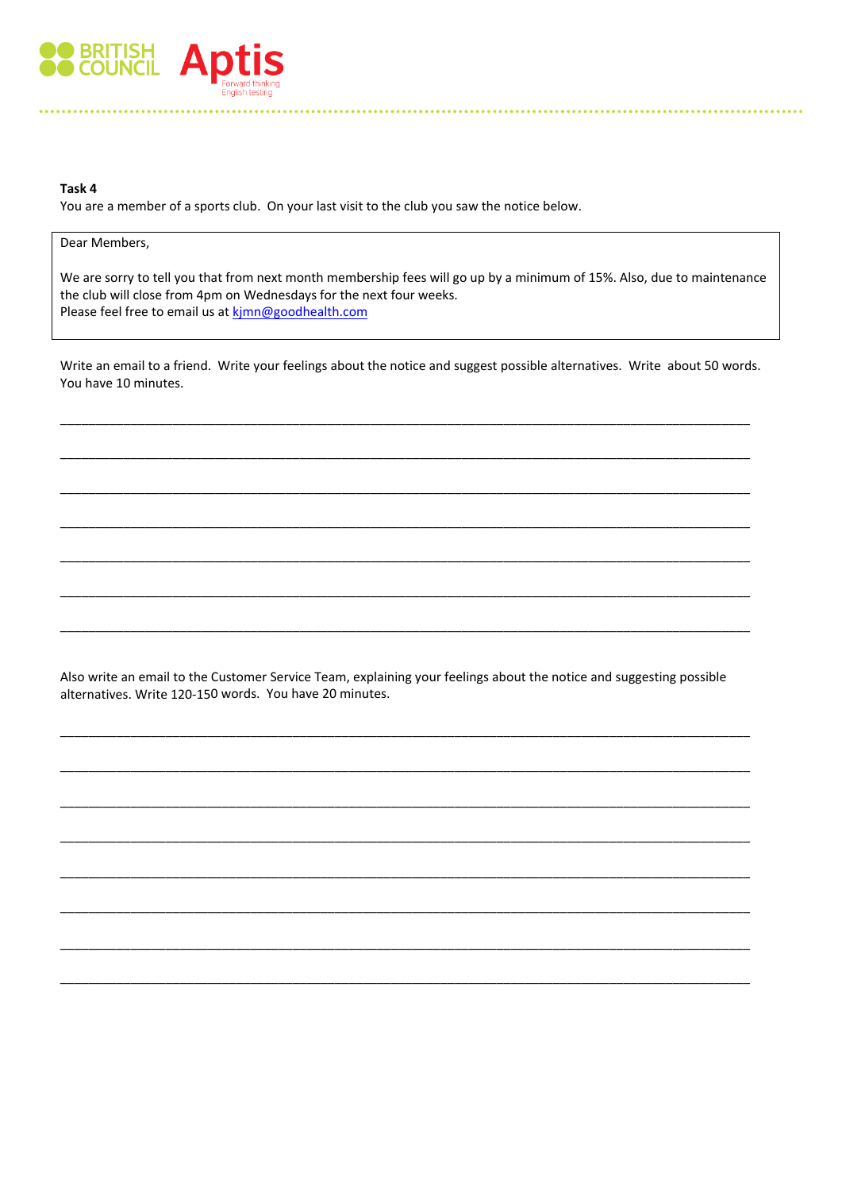**Task 4**

You are a member of a sports club. On your last visit to the club you saw the notice below.

> Dear Members,
>
> We are sorry to tell you that from next month membership fees will go up by a minimum of 15%. Also, due to maintenance the club will close from 4pm on Wednesdays for the next four weeks.
> Please feel free to email us at kjmn@goodhealth.com

Write an email to a friend. Write your feelings about the notice and suggest possible alternatives. Write about 50 words. You have 10 minutes.

______________________________________________________________________________

______________________________________________________________________________

______________________________________________________________________________

______________________________________________________________________________

______________________________________________________________________________

______________________________________________________________________________

______________________________________________________________________________

Also write an email to the Customer Service Team, explaining your feelings about the notice and suggesting possible alternatives. Write 120-150 words. You have 20 minutes.

______________________________________________________________________________

______________________________________________________________________________

______________________________________________________________________________

______________________________________________________________________________

______________________________________________________________________________

______________________________________________________________________________

______________________________________________________________________________

______________________________________________________________________________